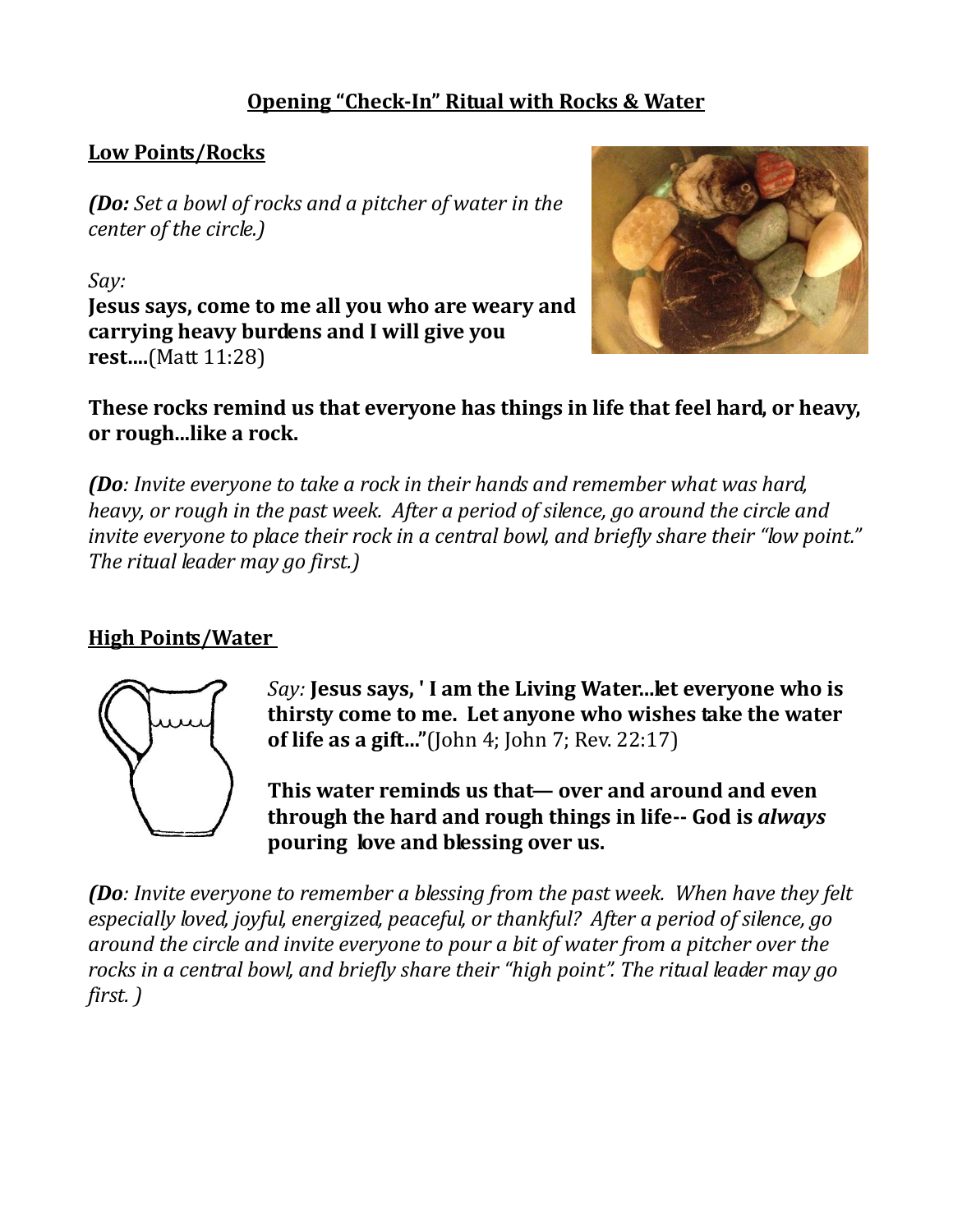# Opening "Check-In" Ritual with Rocks & Water

## Low Points/Rocks

***(Do:** Set a bowl of rocks and a pitcher of water in the center of the circle.)*

*Say:*

**Jesus says, come to me all you who are weary and carrying heavy burdens and I will give you rest....**(Matt 11:28)

**These rocks remind us that everyone has things in life that feel hard, or heavy, or rough...like a rock.**

***(Do**: Invite everyone to take a rock in their hands and remember what was hard, heavy, or rough in the past week. After a period of silence, go around the circle and invite everyone to place their rock in a central bowl, and briefly share their "low point." The ritual leader may go first.)*

## High Points/Water

*Say:* **Jesus says, ' I am the Living Water...let everyone who is thirsty come to me. Let anyone who wishes take the water of life as a gift..."**(John 4; John 7; Rev. 22:17)

**This water reminds us that— over and around and even through the hard and rough things in life-- God is *always* pouring love and blessing over us.**

***(Do**: Invite everyone to remember a blessing from the past week. When have they felt especially loved, joyful, energized, peaceful, or thankful? After a period of silence, go around the circle and invite everyone to pour a bit of water from a pitcher over the rocks in a central bowl, and briefly share their "high point". The ritual leader may go first. )*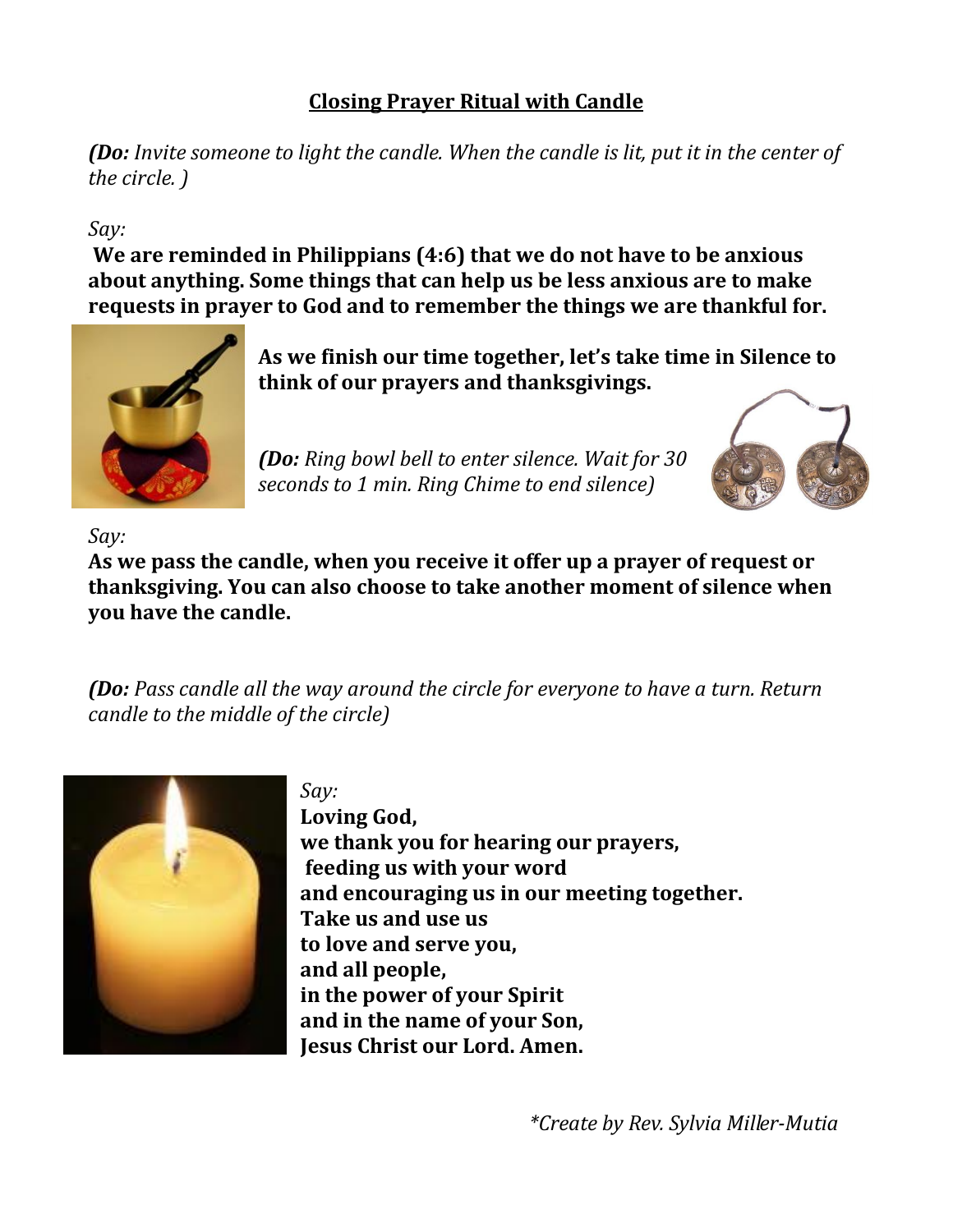## Closing Prayer Ritual with Candle

***(Do:** Invite someone to light the candle. When the candle is lit, put it in the center of the circle. )*

*Say:*

**We are reminded in Philippians (4:6) that we do not have to be anxious about anything. Some things that can help us be less anxious are to make requests in prayer to God and to remember the things we are thankful for.**

**As we finish our time together, let's take time in Silence to think of our prayers and thanksgivings.**

***(Do:** Ring bowl bell to enter silence. Wait for 30 seconds to 1 min. Ring Chime to end silence)*

*Say:*

**As we pass the candle, when you receive it offer up a prayer of request or thanksgiving. You can also choose to take another moment of silence when you have the candle.**

***(Do:** Pass candle all the way around the circle for everyone to have a turn. Return candle to the middle of the circle)*

*Say:*

**Loving God,**
**we thank you for hearing our prayers,**
**feeding us with your word**
**and encouraging us in our meeting together.**
**Take us and use us**
**to love and serve you,**
**and all people,**
**in the power of your Spirit**
**and in the name of your Son,**
**Jesus Christ our Lord. Amen.**

*\*Create by Rev. Sylvia Miller-Mutia*